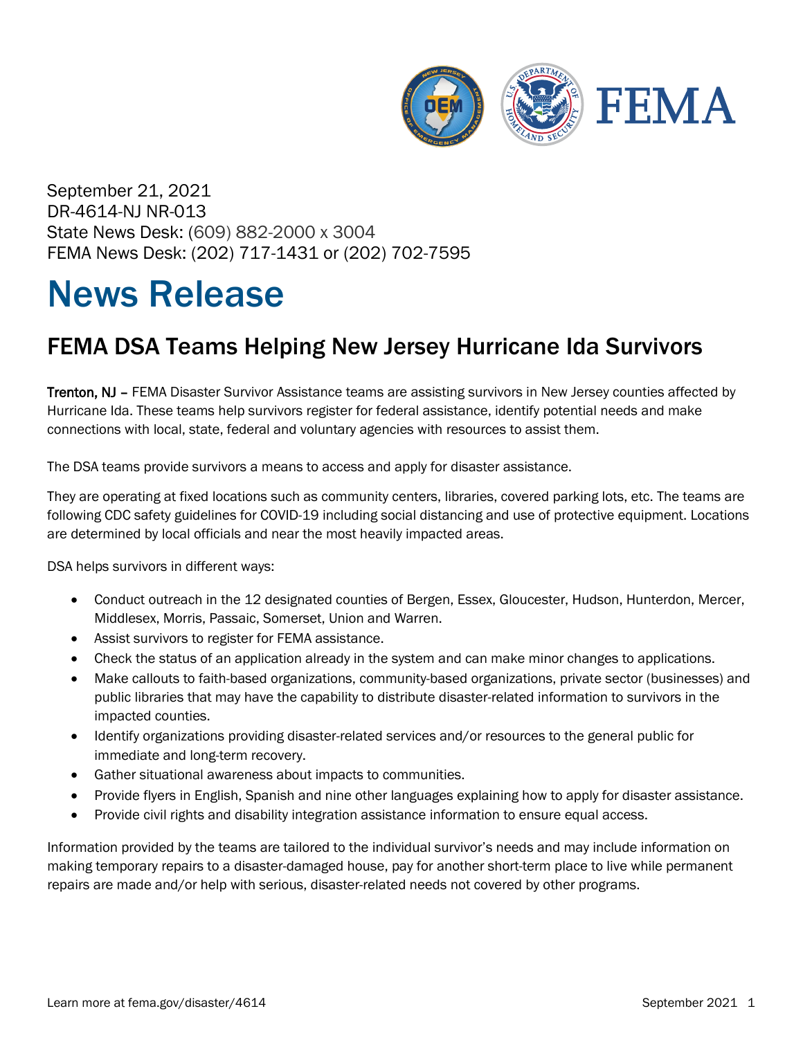September 21, 2021
DR-4614-NJ NR-013
State News Desk: (609) 882-2000 x 3004
FEMA News Desk: (202) 717-1431 or (202) 702-7595

# News Release

## FEMA DSA Teams Helping New Jersey Hurricane Ida Survivors

**Trenton, NJ** – FEMA Disaster Survivor Assistance teams are assisting survivors in New Jersey counties affected by Hurricane Ida. These teams help survivors register for federal assistance, identify potential needs and make connections with local, state, federal and voluntary agencies with resources to assist them.

The DSA teams provide survivors a means to access and apply for disaster assistance.

They are operating at fixed locations such as community centers, libraries, covered parking lots, etc. The teams are following CDC safety guidelines for COVID-19 including social distancing and use of protective equipment. Locations are determined by local officials and near the most heavily impacted areas.

DSA helps survivors in different ways:

- Conduct outreach in the 12 designated counties of Bergen, Essex, Gloucester, Hudson, Hunterdon, Mercer, Middlesex, Morris, Passaic, Somerset, Union and Warren.
- Assist survivors to register for FEMA assistance.
- Check the status of an application already in the system and can make minor changes to applications.
- Make callouts to faith-based organizations, community-based organizations, private sector (businesses) and public libraries that may have the capability to distribute disaster-related information to survivors in the impacted counties.
- Identify organizations providing disaster-related services and/or resources to the general public for immediate and long-term recovery.
- Gather situational awareness about impacts to communities.
- Provide flyers in English, Spanish and nine other languages explaining how to apply for disaster assistance.
- Provide civil rights and disability integration assistance information to ensure equal access.

Information provided by the teams are tailored to the individual survivor's needs and may include information on making temporary repairs to a disaster-damaged house, pay for another short-term place to live while permanent repairs are made and/or help with serious, disaster-related needs not covered by other programs.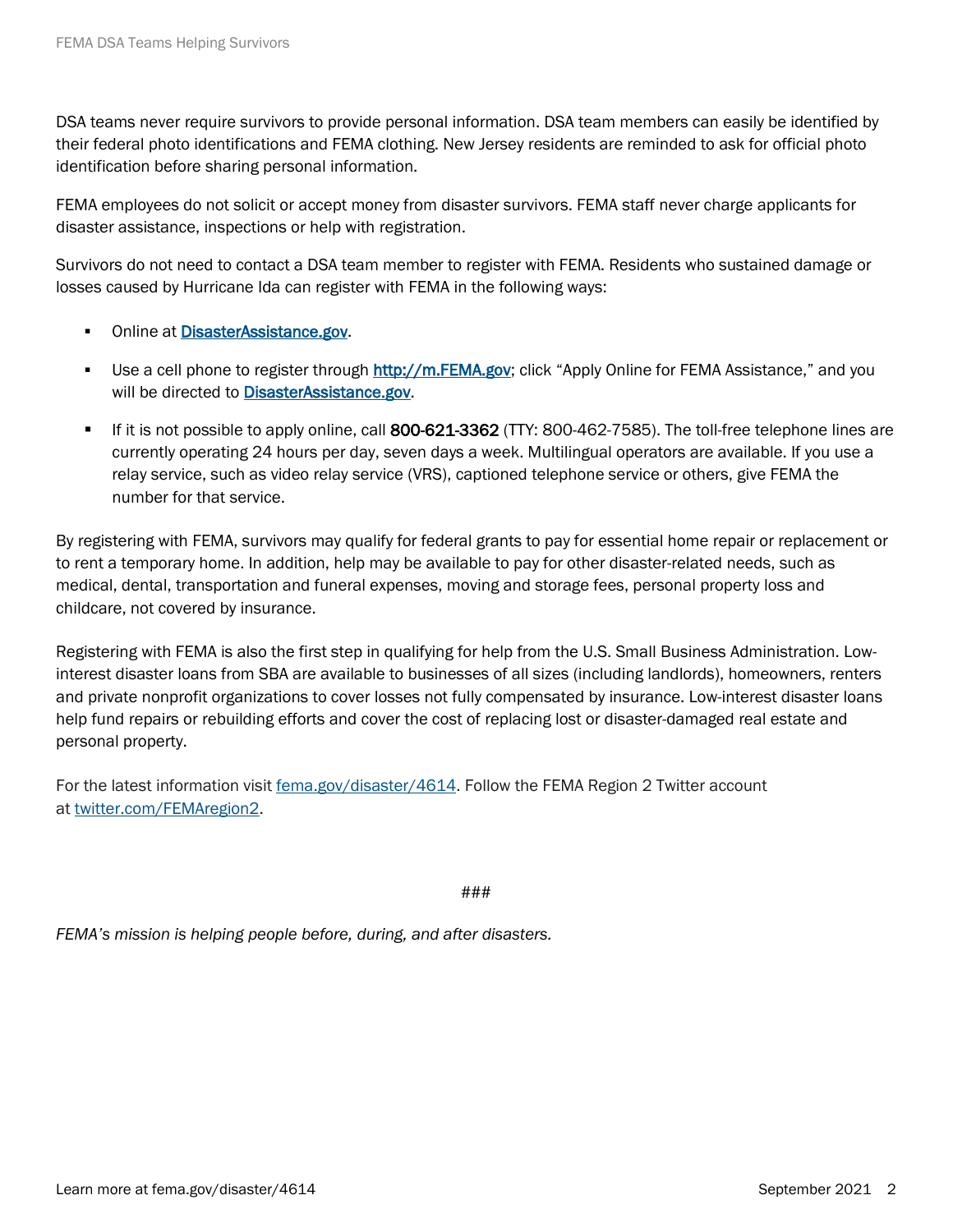DSA teams never require survivors to provide personal information. DSA team members can easily be identified by their federal photo identifications and FEMA clothing. New Jersey residents are reminded to ask for official photo identification before sharing personal information.

FEMA employees do not solicit or accept money from disaster survivors. FEMA staff never charge applicants for disaster assistance, inspections or help with registration.

Survivors do not need to contact a DSA team member to register with FEMA. Residents who sustained damage or losses caused by Hurricane Ida can register with FEMA in the following ways:

- Online at [DisasterAssistance.gov](DisasterAssistance.gov).
- Use a cell phone to register through [http://m.FEMA.gov](http://m.FEMA.gov); click "Apply Online for FEMA Assistance," and you will be directed to [DisasterAssistance.gov](DisasterAssistance.gov).
- If it is not possible to apply online, call 800-621-3362 (TTY: 800-462-7585). The toll-free telephone lines are currently operating 24 hours per day, seven days a week. Multilingual operators are available. If you use a relay service, such as video relay service (VRS), captioned telephone service or others, give FEMA the number for that service.

By registering with FEMA, survivors may qualify for federal grants to pay for essential home repair or replacement or to rent a temporary home. In addition, help may be available to pay for other disaster-related needs, such as medical, dental, transportation and funeral expenses, moving and storage fees, personal property loss and childcare, not covered by insurance.

Registering with FEMA is also the first step in qualifying for help from the U.S. Small Business Administration. Low-interest disaster loans from SBA are available to businesses of all sizes (including landlords), homeowners, renters and private nonprofit organizations to cover losses not fully compensated by insurance. Low-interest disaster loans help fund repairs or rebuilding efforts and cover the cost of replacing lost or disaster-damaged real estate and personal property.

For the latest information visit [fema.gov/disaster/4614](fema.gov/disaster/4614). Follow the FEMA Region 2 Twitter account at [twitter.com/FEMAregion2](twitter.com/FEMAregion2).

###

*FEMA's mission is helping people before, during, and after disasters.*